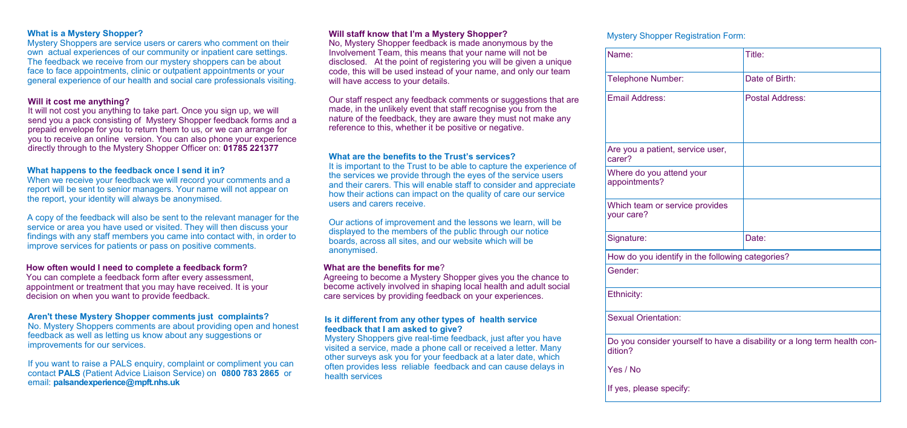### What is a Mystery Shopper?

Mystery Shoppers are service users or carers who comment on their own actual experiences of our community or inpatient care settings. The feedback we receive from our mystery shoppers can be about face to face appointments, clinic or outpatient appointments or your general experience of our health and social care professionals visiting.

### Will it cost me anything?

It will not cost you anything to take part. Once you sign up, we will send you a pack consisting of Mystery Shopper feedback forms and a prepaid envelope for you to return them to us, or we can arrange for you to receive an online version. You can also phone your experience directly through to the Mystery Shopper Officer on: **01785 221377**

### What happens to the feedback once I send it in?

When we receive your feedback we will record your comments and a report will be sent to senior managers. Your name will not appear on the report, your identity will always be anonymised.

A copy of the feedback will also be sent to the relevant manager for the service or area you have used or visited. They will then discuss your findings with any staff members you came into contact with, in order to improve services for patients or pass on positive comments.

### How often would I need to complete a feedback form?

You can complete a feedback form after every assessment, appointment or treatment that you may have received. It is your decision on when you want to provide feedback.

### Aren't these Mystery Shopper comments just complaints?

No. Mystery Shoppers comments are about providing open and honest feedback as well as letting us know about any suggestions or improvements for our services.

If you want to raise a PALS enquiry, complaint or compliment you can contact **PALS** (Patient Advice Liaison Service) on **0800 783 2865** or email: **palsandexperience@mpft.nhs.uk**

### Will staff know that I'm a Mystery Shopper?

No, Mystery Shopper feedback is made anonymous by the Involvement Team, this means that your name will not be disclosed. At the point of registering you will be given a unique code, this will be used instead of your name, and only our team will have access to your details.

Our staff respect any feedback comments or suggestions that are made, in the unlikely event that staff recognise you from the nature of the feedback, they are aware they must not make any reference to this, whether it be positive or negative.

### What are the benefits to the Trust's services?

It is important to the Trust to be able to capture the experience of the services we provide through the eyes of the service users and their carers. This will enable staff to consider and appreciate how their actions can impact on the quality of care our service users and carers receive.

Our actions of improvement and the lessons we learn, will be displayed to the members of the public through our notice boards, across all sites, and our website which will be anonymised.

### What are the benefits for me?

Agreeing to become a Mystery Shopper gives you the chance to become actively involved in shaping local health and adult social care services by providing feedback on your experiences.

### Is it different from any other types of health service feedback that I am asked to give?

Mystery Shoppers give real-time feedback, just after you have visited a service, made a phone call or received a letter. Many other surveys ask you for your feedback at a later date, which often provides less reliable feedback and can cause delays in health services

### Mystery Shopper Registration Form:

| Name: | Title: |
|---|---|
| Telephone Number: | Date of Birth: |
| Email Address: | Postal Address: |
| Are you a patient, service user, carer? | |
| Where do you attend your appointments? | |
| Which team or service provides your care? | |
| Signature: | Date: |
| How do you identify in the following categories? | |
| Gender: | |
| Ethnicity: | |
| Sexual Orientation: | |
| Do you consider yourself to have a disability or a long term health condition?<br><br>Yes / No<br><br>If yes, please specify: | |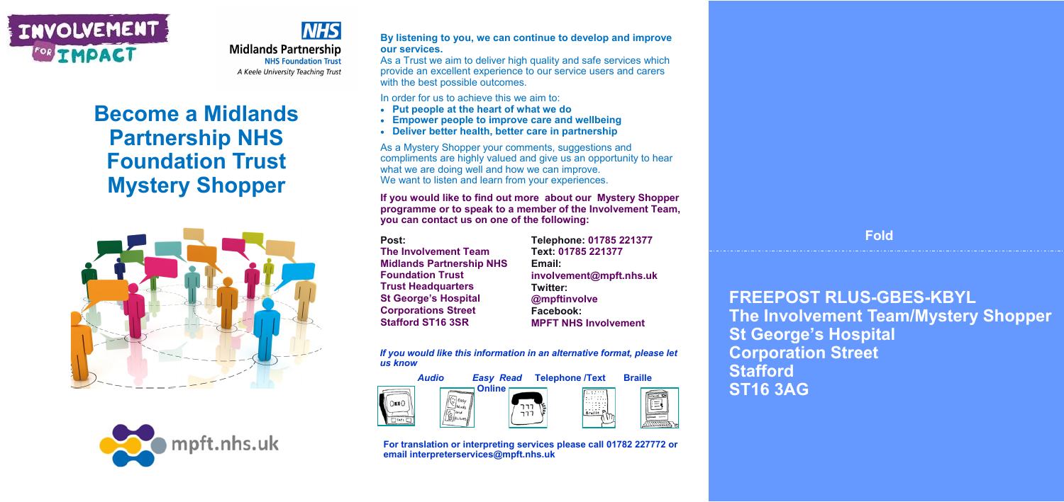INVOLVEMENT FOR IMPACT

NHS
Midlands Partnership
NHS Foundation Trust
A Keele University Teaching Trust

# Become a Midlands Partnership NHS Foundation Trust Mystery Shopper

mpft.nhs.uk

**By listening to you, we can continue to develop and improve our services.**

As a Trust we aim to deliver high quality and safe services which provide an excellent experience to our service users and carers with the best possible outcomes.

In order for us to achieve this we aim to:

- **Put people at the heart of what we do**
- **Empower people to improve care and wellbeing**
- **Deliver better health, better care in partnership**

As a Mystery Shopper your comments, suggestions and compliments are highly valued and give us an opportunity to hear what we are doing well and how we can improve.
We want to listen and learn from your experiences.

**If you would like to find out more about our Mystery Shopper programme or to speak to a member of the Involvement Team, you can contact us on one of the following:**

**Post:**
**The Involvement Team**
**Midlands Partnership NHS Foundation Trust**
**Trust Headquarters**
**St George's Hospital**
**Corporations Street**
**Stafford ST16 3SR**

**Telephone: 01785 221377**
**Text: 01785 221377**
**Email:**
**involvement@mpft.nhs.uk**
**Twitter:**
**@mpftinvolve**
**Facebook:**
**MPFT NHS Involvement**

***If you would like this information in an alternative format, please let us know***

*Audio* *Easy Read* **Telephone /Text** **Braille** **Online**

**For translation or interpreting services please call 01782 227772 or email interpreterservices@mpft.nhs.uk**

**Fold**

**FREEPOST RLUS-GBES-KBYL**
**The Involvement Team/Mystery Shopper**
**St George's Hospital**
**Corporation Street**
**Stafford**
**ST16 3AG**